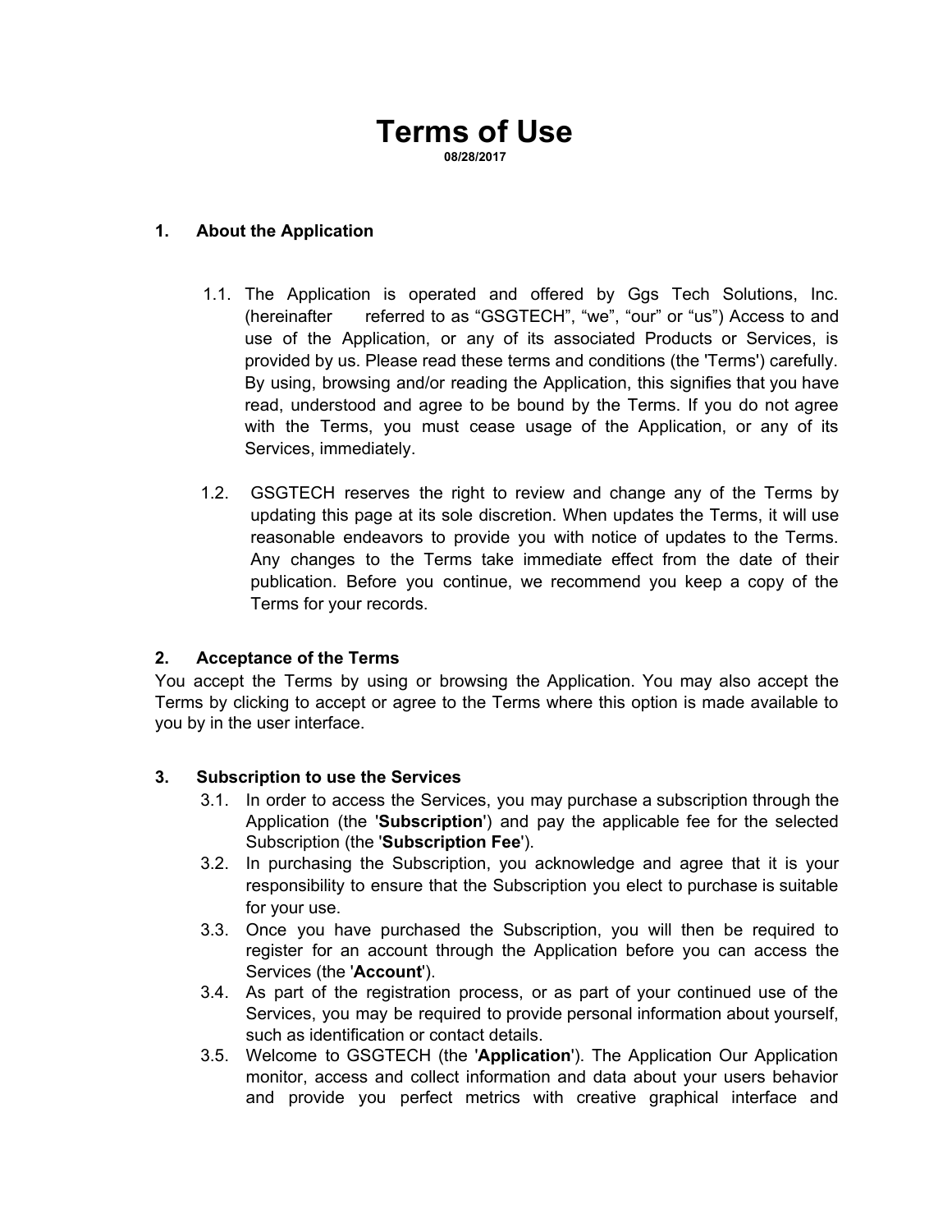# Terms of Use

**08/28/2017**

## 1. About the Application

1.1. The Application is operated and offered by Ggs Tech Solutions, Inc. (hereinafter referred to as “GSGTECH”, “we”, “our” or “us”) Access to and use of the Application, or any of its associated Products or Services, is provided by us. Please read these terms and conditions (the 'Terms') carefully. By using, browsing and/or reading the Application, this signifies that you have read, understood and agree to be bound by the Terms. If you do not agree with the Terms, you must cease usage of the Application, or any of its Services, immediately.

1.2. GSGTECH reserves the right to review and change any of the Terms by updating this page at its sole discretion. When updates the Terms, it will use reasonable endeavors to provide you with notice of updates to the Terms. Any changes to the Terms take immediate effect from the date of their publication. Before you continue, we recommend you keep a copy of the Terms for your records.

## 2. Acceptance of the Terms

You accept the Terms by using or browsing the Application. You may also accept the Terms by clicking to accept or agree to the Terms where this option is made available to you by in the user interface.

## 3. Subscription to use the Services

3.1. In order to access the Services, you may purchase a subscription through the Application (the '**Subscription**') and pay the applicable fee for the selected Subscription (the '**Subscription Fee**').

3.2. In purchasing the Subscription, you acknowledge and agree that it is your responsibility to ensure that the Subscription you elect to purchase is suitable for your use.

3.3. Once you have purchased the Subscription, you will then be required to register for an account through the Application before you can access the Services (the '**Account**').

3.4. As part of the registration process, or as part of your continued use of the Services, you may be required to provide personal information about yourself, such as identification or contact details.

3.5. Welcome to GSGTECH (the '**Application**'). The Application Our Application monitor, access and collect information and data about your users behavior and provide you perfect metrics with creative graphical interface and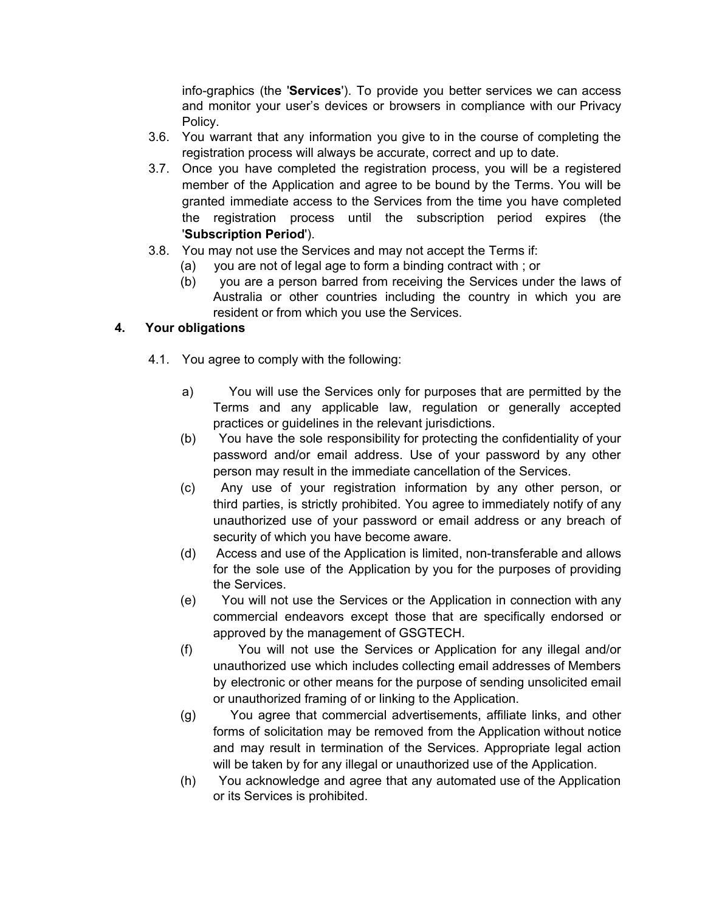info-graphics (the '**Services**'). To provide you better services we can access and monitor your user's devices or browsers in compliance with our Privacy Policy.

3.6. You warrant that any information you give to in the course of completing the registration process will always be accurate, correct and up to date.

3.7. Once you have completed the registration process, you will be a registered member of the Application and agree to be bound by the Terms. You will be granted immediate access to the Services from the time you have completed the registration process until the subscription period expires (the '**Subscription Period**').

3.8. You may not use the Services and may not accept the Terms if:

(a) you are not of legal age to form a binding contract with ; or

(b) you are a person barred from receiving the Services under the laws of Australia or other countries including the country in which you are resident or from which you use the Services.

## 4. Your obligations

4.1. You agree to comply with the following:

a) You will use the Services only for purposes that are permitted by the Terms and any applicable law, regulation or generally accepted practices or guidelines in the relevant jurisdictions.

(b) You have the sole responsibility for protecting the confidentiality of your password and/or email address. Use of your password by any other person may result in the immediate cancellation of the Services.

(c) Any use of your registration information by any other person, or third parties, is strictly prohibited. You agree to immediately notify of any unauthorized use of your password or email address or any breach of security of which you have become aware.

(d) Access and use of the Application is limited, non-transferable and allows for the sole use of the Application by you for the purposes of providing the Services.

(e) You will not use the Services or the Application in connection with any commercial endeavors except those that are specifically endorsed or approved by the management of GSGTECH.

(f) You will not use the Services or Application for any illegal and/or unauthorized use which includes collecting email addresses of Members by electronic or other means for the purpose of sending unsolicited email or unauthorized framing of or linking to the Application.

(g) You agree that commercial advertisements, affiliate links, and other forms of solicitation may be removed from the Application without notice and may result in termination of the Services. Appropriate legal action will be taken by for any illegal or unauthorized use of the Application.

(h) You acknowledge and agree that any automated use of the Application or its Services is prohibited.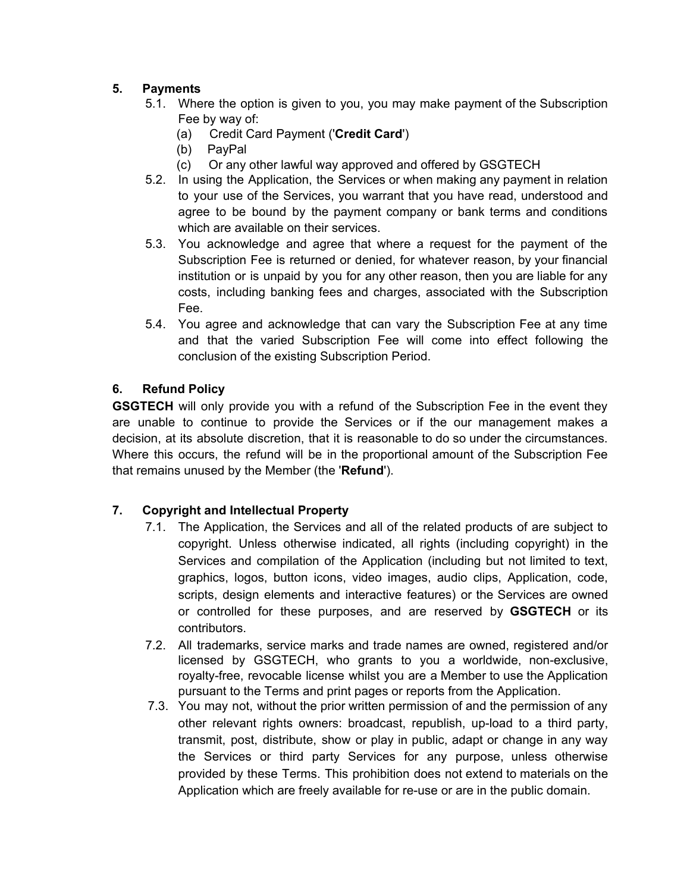## 5. Payments

5.1. Where the option is given to you, you may make payment of the Subscription Fee by way of:

(a) Credit Card Payment ('**Credit Card**')

(b) PayPal

(c) Or any other lawful way approved and offered by GSGTECH

5.2. In using the Application, the Services or when making any payment in relation to your use of the Services, you warrant that you have read, understood and agree to be bound by the payment company or bank terms and conditions which are available on their services.

5.3. You acknowledge and agree that where a request for the payment of the Subscription Fee is returned or denied, for whatever reason, by your financial institution or is unpaid by you for any other reason, then you are liable for any costs, including banking fees and charges, associated with the Subscription Fee.

5.4. You agree and acknowledge that can vary the Subscription Fee at any time and that the varied Subscription Fee will come into effect following the conclusion of the existing Subscription Period.

## 6. Refund Policy

**GSGTECH** will only provide you with a refund of the Subscription Fee in the event they are unable to continue to provide the Services or if the our management makes a decision, at its absolute discretion, that it is reasonable to do so under the circumstances. Where this occurs, the refund will be in the proportional amount of the Subscription Fee that remains unused by the Member (the '**Refund**').

## 7. Copyright and Intellectual Property

7.1. The Application, the Services and all of the related products of are subject to copyright. Unless otherwise indicated, all rights (including copyright) in the Services and compilation of the Application (including but not limited to text, graphics, logos, button icons, video images, audio clips, Application, code, scripts, design elements and interactive features) or the Services are owned or controlled for these purposes, and are reserved by **GSGTECH** or its contributors.

7.2. All trademarks, service marks and trade names are owned, registered and/or licensed by GSGTECH, who grants to you a worldwide, non-exclusive, royalty-free, revocable license whilst you are a Member to use the Application pursuant to the Terms and print pages or reports from the Application.

7.3. You may not, without the prior written permission of and the permission of any other relevant rights owners: broadcast, republish, up-load to a third party, transmit, post, distribute, show or play in public, adapt or change in any way the Services or third party Services for any purpose, unless otherwise provided by these Terms. This prohibition does not extend to materials on the Application which are freely available for re-use or are in the public domain.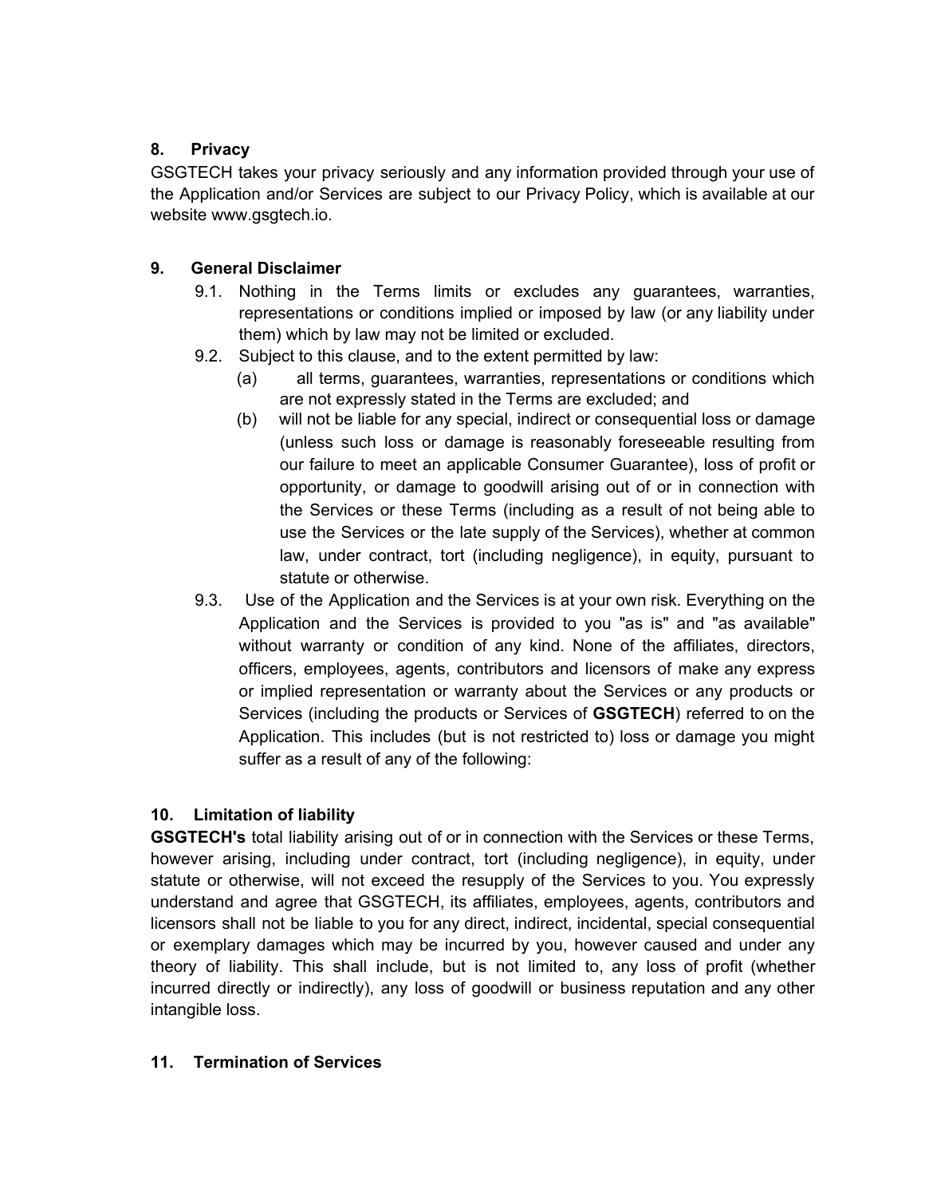## 8. Privacy

GSGTECH takes your privacy seriously and any information provided through your use of the Application and/or Services are subject to our Privacy Policy, which is available at our website www.gsgtech.io.

## 9. General Disclaimer

9.1. Nothing in the Terms limits or excludes any guarantees, warranties, representations or conditions implied or imposed by law (or any liability under them) which by law may not be limited or excluded.

9.2. Subject to this clause, and to the extent permitted by law:

(a) all terms, guarantees, warranties, representations or conditions which are not expressly stated in the Terms are excluded; and

(b) will not be liable for any special, indirect or consequential loss or damage (unless such loss or damage is reasonably foreseeable resulting from our failure to meet an applicable Consumer Guarantee), loss of profit or opportunity, or damage to goodwill arising out of or in connection with the Services or these Terms (including as a result of not being able to use the Services or the late supply of the Services), whether at common law, under contract, tort (including negligence), in equity, pursuant to statute or otherwise.

9.3. Use of the Application and the Services is at your own risk. Everything on the Application and the Services is provided to you "as is" and "as available" without warranty or condition of any kind. None of the affiliates, directors, officers, employees, agents, contributors and licensors of make any express or implied representation or warranty about the Services or any products or Services (including the products or Services of **GSGTECH**) referred to on the Application. This includes (but is not restricted to) loss or damage you might suffer as a result of any of the following:

## 10. Limitation of liability

**GSGTECH's** total liability arising out of or in connection with the Services or these Terms, however arising, including under contract, tort (including negligence), in equity, under statute or otherwise, will not exceed the resupply of the Services to you. You expressly understand and agree that GSGTECH, its affiliates, employees, agents, contributors and licensors shall not be liable to you for any direct, indirect, incidental, special consequential or exemplary damages which may be incurred by you, however caused and under any theory of liability. This shall include, but is not limited to, any loss of profit (whether incurred directly or indirectly), any loss of goodwill or business reputation and any other intangible loss.

## 11. Termination of Services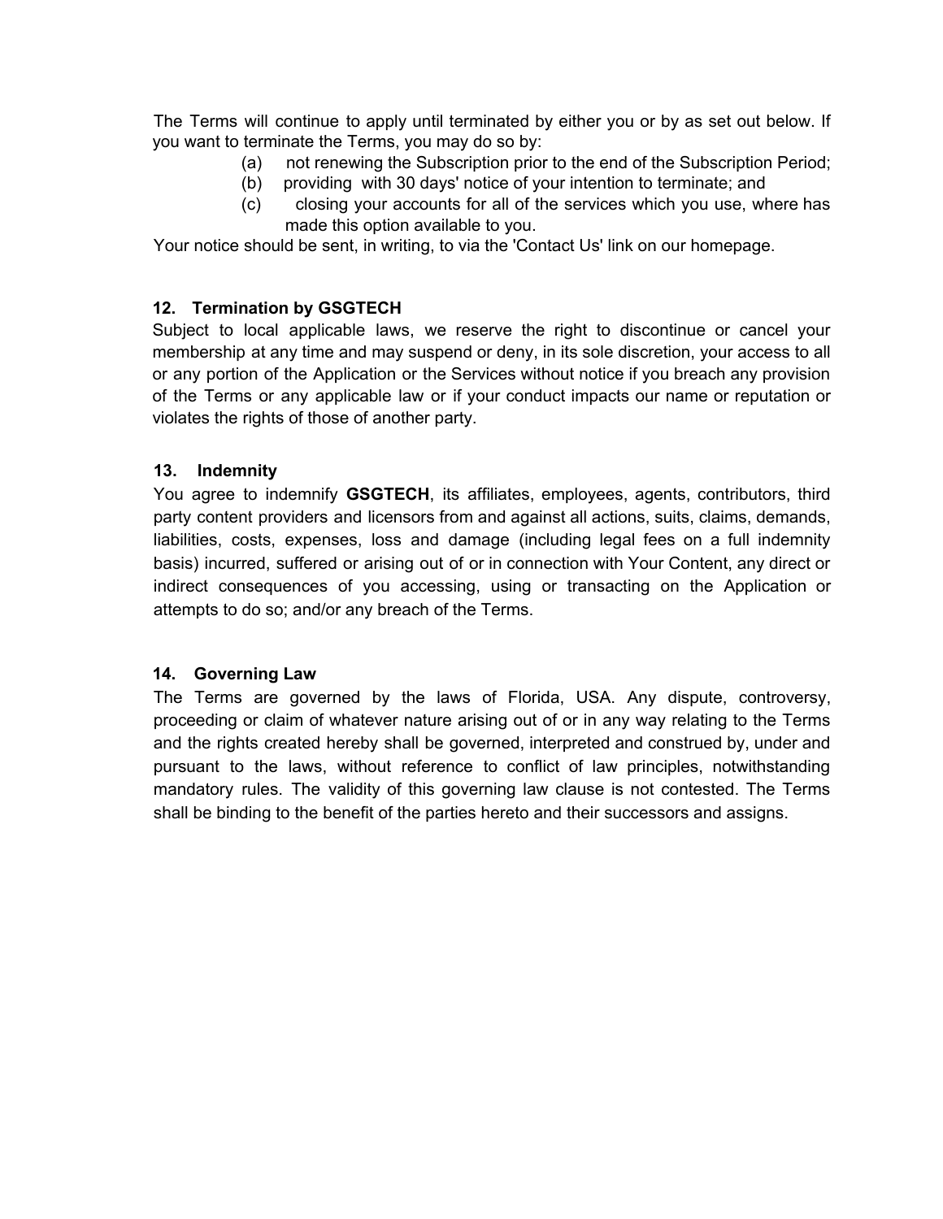The Terms will continue to apply until terminated by either you or by as set out below. If you want to terminate the Terms, you may do so by:

(a) not renewing the Subscription prior to the end of the Subscription Period;

(b) providing with 30 days' notice of your intention to terminate; and

(c) closing your accounts for all of the services which you use, where has made this option available to you.

Your notice should be sent, in writing, to via the 'Contact Us' link on our homepage.

**12. Termination by GSGTECH**

Subject to local applicable laws, we reserve the right to discontinue or cancel your membership at any time and may suspend or deny, in its sole discretion, your access to all or any portion of the Application or the Services without notice if you breach any provision of the Terms or any applicable law or if your conduct impacts our name or reputation or violates the rights of those of another party.

**13. Indemnity**

You agree to indemnify **GSGTECH**, its affiliates, employees, agents, contributors, third party content providers and licensors from and against all actions, suits, claims, demands, liabilities, costs, expenses, loss and damage (including legal fees on a full indemnity basis) incurred, suffered or arising out of or in connection with Your Content, any direct or indirect consequences of you accessing, using or transacting on the Application or attempts to do so; and/or any breach of the Terms.

**14. Governing Law**

The Terms are governed by the laws of Florida, USA. Any dispute, controversy, proceeding or claim of whatever nature arising out of or in any way relating to the Terms and the rights created hereby shall be governed, interpreted and construed by, under and pursuant to the laws, without reference to conflict of law principles, notwithstanding mandatory rules. The validity of this governing law clause is not contested. The Terms shall be binding to the benefit of the parties hereto and their successors and assigns.